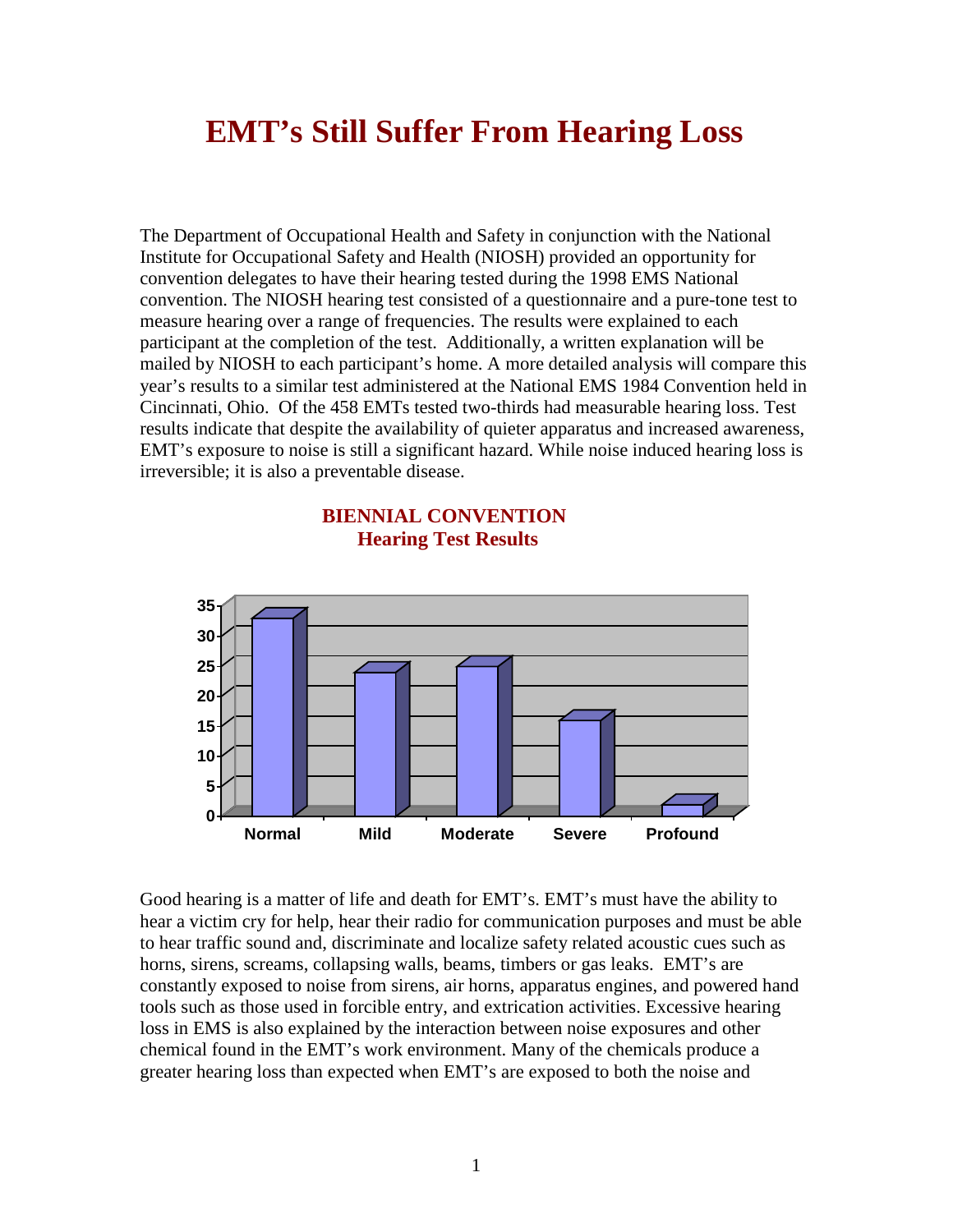# EMT's Still Suffer From Hearing Loss

The Department of Occupational Health and Safety in conjunction with the National Institute for Occupational Safety and Health (NIOSH) provided an opportunity for convention delegates to have their hearing tested during the 1998 EMS National convention. The NIOSH hearing test consisted of a questionnaire and a pure-tone test to measure hearing over a range of frequencies. The results were explained to each participant at the completion of the test. Additionally, a written explanation will be mailed by NIOSH to each participant's home. A more detailed analysis will compare this year's results to a similar test administered at the National EMS 1984 Convention held in Cincinnati, Ohio. Of the 458 EMTs tested two-thirds had measurable hearing loss. Test results indicate that despite the availability of quieter apparatus and increased awareness, EMT's exposure to noise is still a significant hazard. While noise induced hearing loss is irreversible; it is also a preventable disease.

**BIENNIAL CONVENTION**
**Hearing Test Results**

Good hearing is a matter of life and death for EMT's. EMT's must have the ability to hear a victim cry for help, hear their radio for communication purposes and must be able to hear traffic sound and, discriminate and localize safety related acoustic cues such as horns, sirens, screams, collapsing walls, beams, timbers or gas leaks. EMT's are constantly exposed to noise from sirens, air horns, apparatus engines, and powered hand tools such as those used in forcible entry, and extrication activities. Excessive hearing loss in EMS is also explained by the interaction between noise exposures and other chemical found in the EMT's work environment. Many of the chemicals produce a greater hearing loss than expected when EMT's are exposed to both the noise and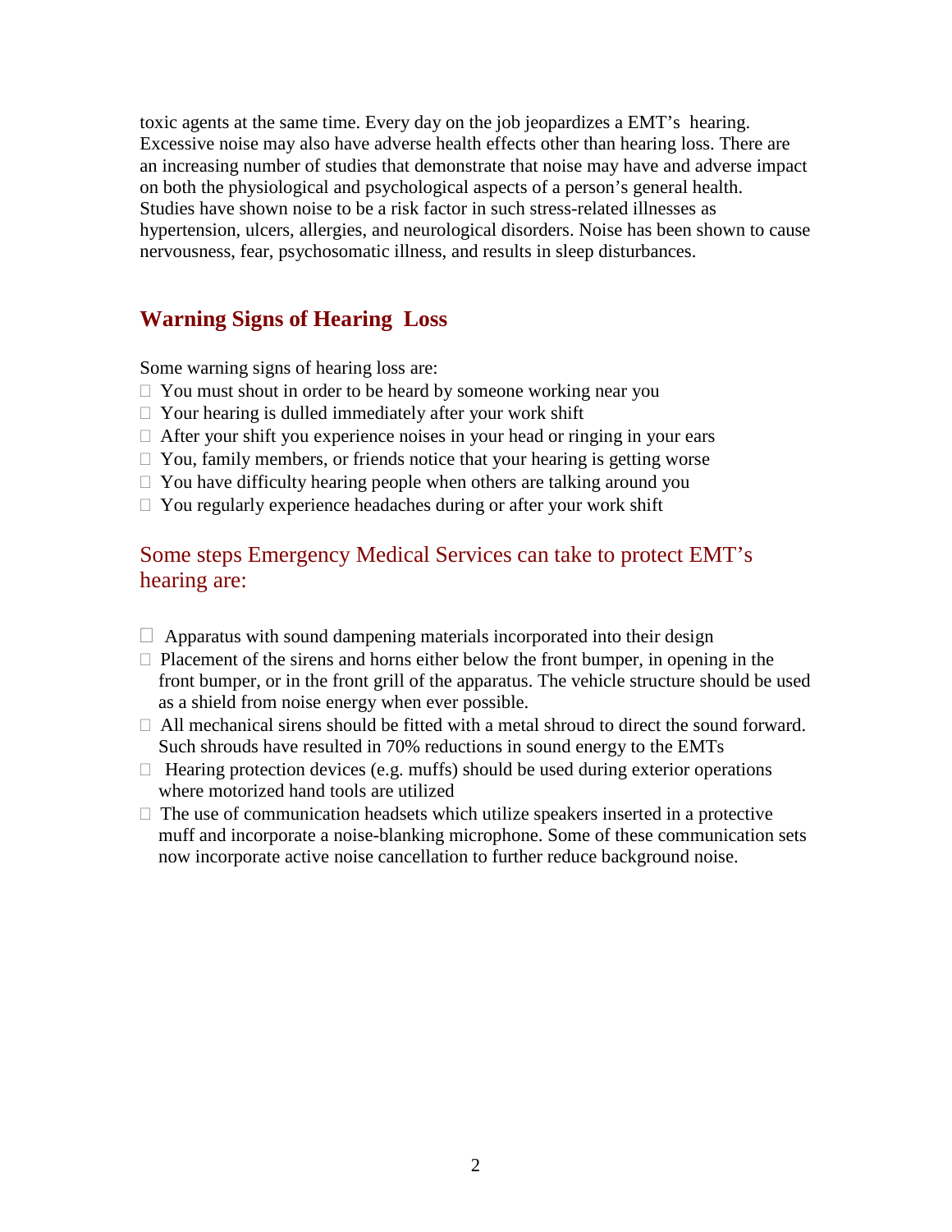toxic agents at the same time. Every day on the job jeopardizes a EMT's hearing. Excessive noise may also have adverse health effects other than hearing loss. There are an increasing number of studies that demonstrate that noise may have and adverse impact on both the physiological and psychological aspects of a person's general health. Studies have shown noise to be a risk factor in such stress-related illnesses as hypertension, ulcers, allergies, and neurological disorders. Noise has been shown to cause nervousness, fear, psychosomatic illness, and results in sleep disturbances.

## Warning Signs of Hearing Loss

Some warning signs of hearing loss are:

- You must shout in order to be heard by someone working near you
- Your hearing is dulled immediately after your work shift
- After your shift you experience noises in your head or ringing in your ears
- You, family members, or friends notice that your hearing is getting worse
- You have difficulty hearing people when others are talking around you
- You regularly experience headaches during or after your work shift

## Some steps Emergency Medical Services can take to protect EMT's hearing are:

- Apparatus with sound dampening materials incorporated into their design
- Placement of the sirens and horns either below the front bumper, in opening in the front bumper, or in the front grill of the apparatus. The vehicle structure should be used as a shield from noise energy when ever possible.
- All mechanical sirens should be fitted with a metal shroud to direct the sound forward. Such shrouds have resulted in 70% reductions in sound energy to the EMTs
- Hearing protection devices (e.g. muffs) should be used during exterior operations where motorized hand tools are utilized
- The use of communication headsets which utilize speakers inserted in a protective muff and incorporate a noise-blanking microphone. Some of these communication sets now incorporate active noise cancellation to further reduce background noise.